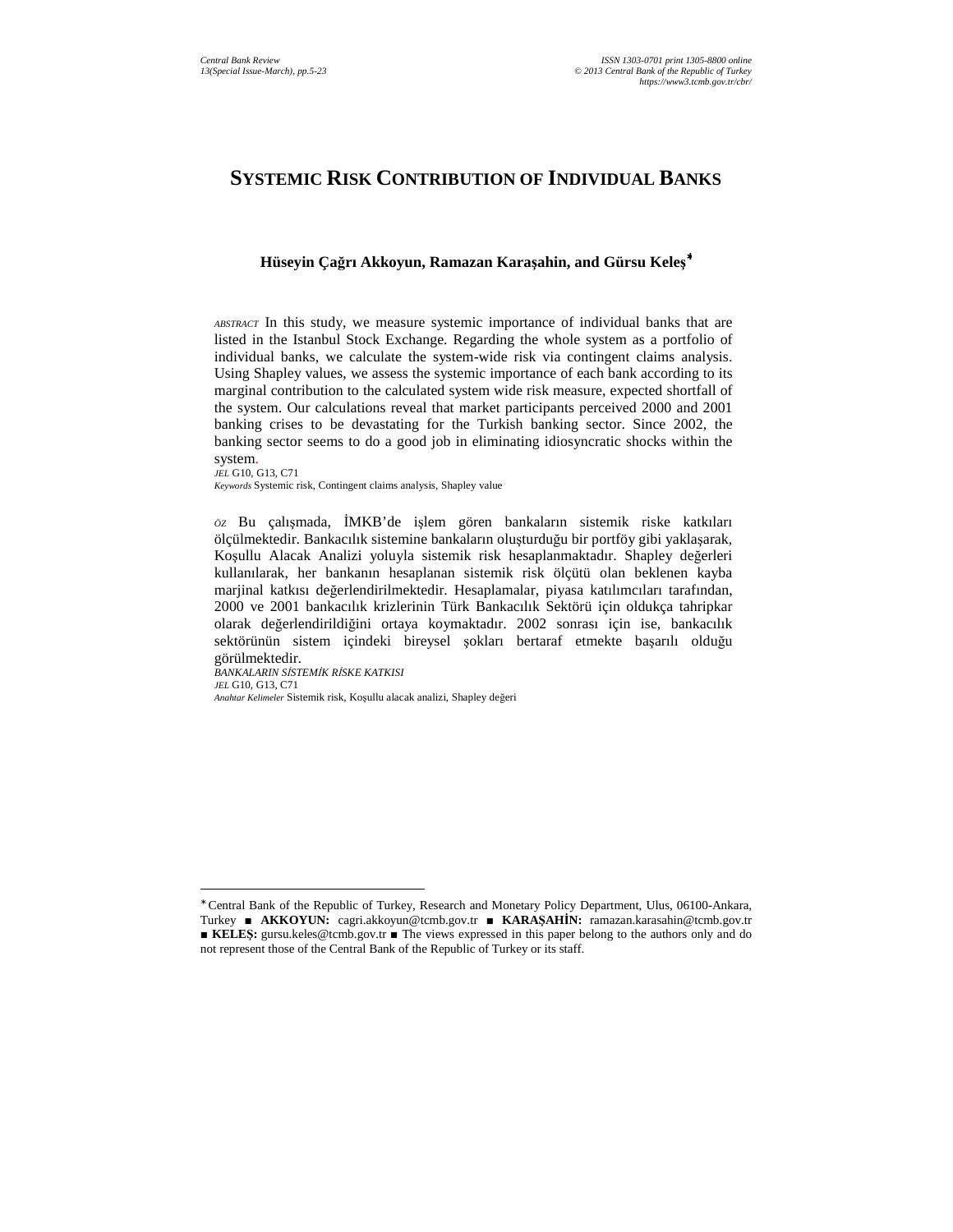# SYSTEMIC RISK CONTRIBUTION OF INDIVIDUAL BANKS

**Hüseyin Çağrı Akkoyun, Ramazan Karaşahin, and Gürsu Keleş**[*]

*ABSTRACT* In this study, we measure systemic importance of individual banks that are listed in the Istanbul Stock Exchange. Regarding the whole system as a portfolio of individual banks, we calculate the system-wide risk via contingent claims analysis. Using Shapley values, we assess the systemic importance of each bank according to its marginal contribution to the calculated system wide risk measure, expected shortfall of the system. Our calculations reveal that market participants perceived 2000 and 2001 banking crises to be devastating for the Turkish banking sector. Since 2002, the banking sector seems to do a good job in eliminating idiosyncratic shocks within the system.

*JEL* G10, G13, C71

*Keywords* Systemic risk, Contingent claims analysis, Shapley value

*ÖZ* Bu çalışmada, İMKB'de işlem gören bankaların sistemik riske katkıları ölçülmektedir. Bankacılık sistemine bankaların oluşturduğu bir portföy gibi yaklaşarak, Koşullu Alacak Analizi yoluyla sistemik risk hesaplanmaktadır. Shapley değerleri kullanılarak, her bankanın hesaplanan sistemik risk ölçütü olan beklenen kayba marjinal katkısı değerlendirilmektedir. Hesaplamalar, piyasa katılımcıları tarafından, 2000 ve 2001 bankacılık krizlerinin Türk Bankacılık Sektörü için oldukça tahripkar olarak değerlendirildiğini ortaya koymaktadır. 2002 sonrası için ise, bankacılık sektörünün sistem içindeki bireysel şokları bertaraf etmekte başarılı olduğu görülmektedir.

*BANKALARIN SİSTEMİK RİSKE KATKISI*

*JEL* G10, G13, C71

*Anahtar Kelimeler* Sistemik risk, Koşullu alacak analizi, Shapley değeri

---

[*] Central Bank of the Republic of Turkey, Research and Monetary Policy Department, Ulus, 06100-Ankara, Turkey ■ **AKKOYUN:** cagri.akkoyun@tcmb.gov.tr ■ **KARAŞAHİN:** ramazan.karasahin@tcmb.gov.tr ■ **KELEŞ:** gursu.keles@tcmb.gov.tr ■ The views expressed in this paper belong to the authors only and do not represent those of the Central Bank of the Republic of Turkey or its staff.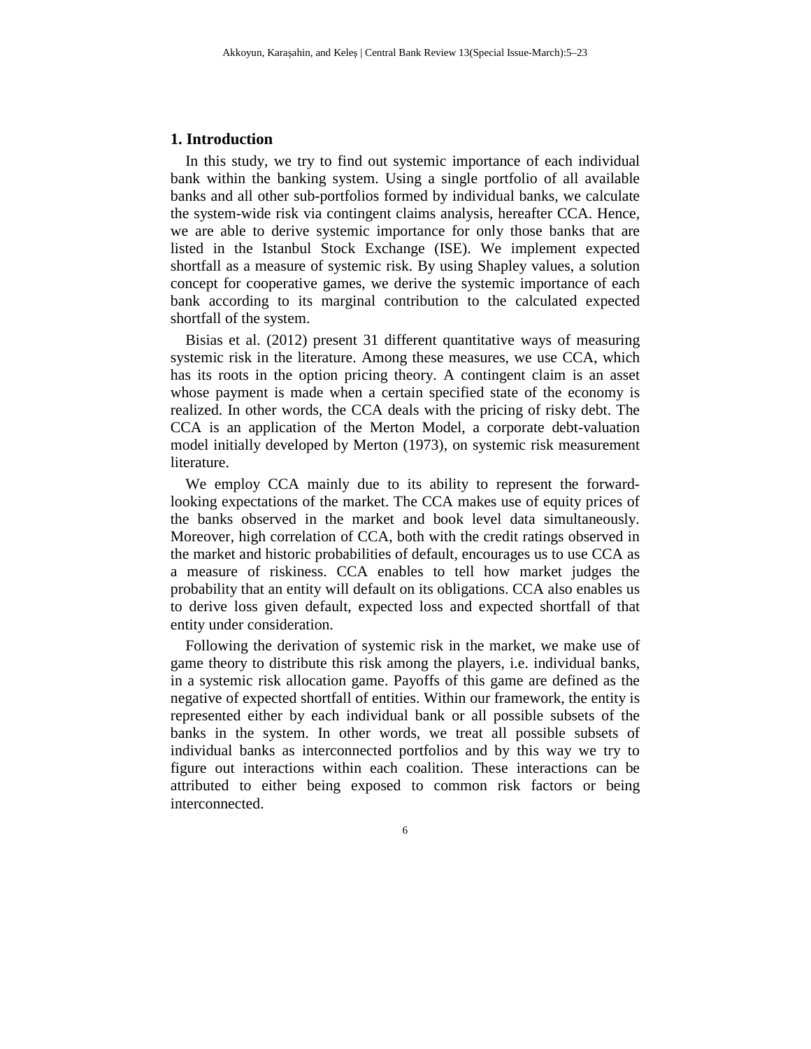## 1. Introduction

In this study, we try to find out systemic importance of each individual bank within the banking system. Using a single portfolio of all available banks and all other sub-portfolios formed by individual banks, we calculate the system-wide risk via contingent claims analysis, hereafter CCA. Hence, we are able to derive systemic importance for only those banks that are listed in the Istanbul Stock Exchange (ISE). We implement expected shortfall as a measure of systemic risk. By using Shapley values, a solution concept for cooperative games, we derive the systemic importance of each bank according to its marginal contribution to the calculated expected shortfall of the system.

Bisias et al. (2012) present 31 different quantitative ways of measuring systemic risk in the literature. Among these measures, we use CCA, which has its roots in the option pricing theory. A contingent claim is an asset whose payment is made when a certain specified state of the economy is realized. In other words, the CCA deals with the pricing of risky debt. The CCA is an application of the Merton Model, a corporate debt-valuation model initially developed by Merton (1973), on systemic risk measurement literature.

We employ CCA mainly due to its ability to represent the forward-looking expectations of the market. The CCA makes use of equity prices of the banks observed in the market and book level data simultaneously. Moreover, high correlation of CCA, both with the credit ratings observed in the market and historic probabilities of default, encourages us to use CCA as a measure of riskiness. CCA enables to tell how market judges the probability that an entity will default on its obligations. CCA also enables us to derive loss given default, expected loss and expected shortfall of that entity under consideration.

Following the derivation of systemic risk in the market, we make use of game theory to distribute this risk among the players, i.e. individual banks, in a systemic risk allocation game. Payoffs of this game are defined as the negative of expected shortfall of entities. Within our framework, the entity is represented either by each individual bank or all possible subsets of the banks in the system. In other words, we treat all possible subsets of individual banks as interconnected portfolios and by this way we try to figure out interactions within each coalition. These interactions can be attributed to either being exposed to common risk factors or being interconnected.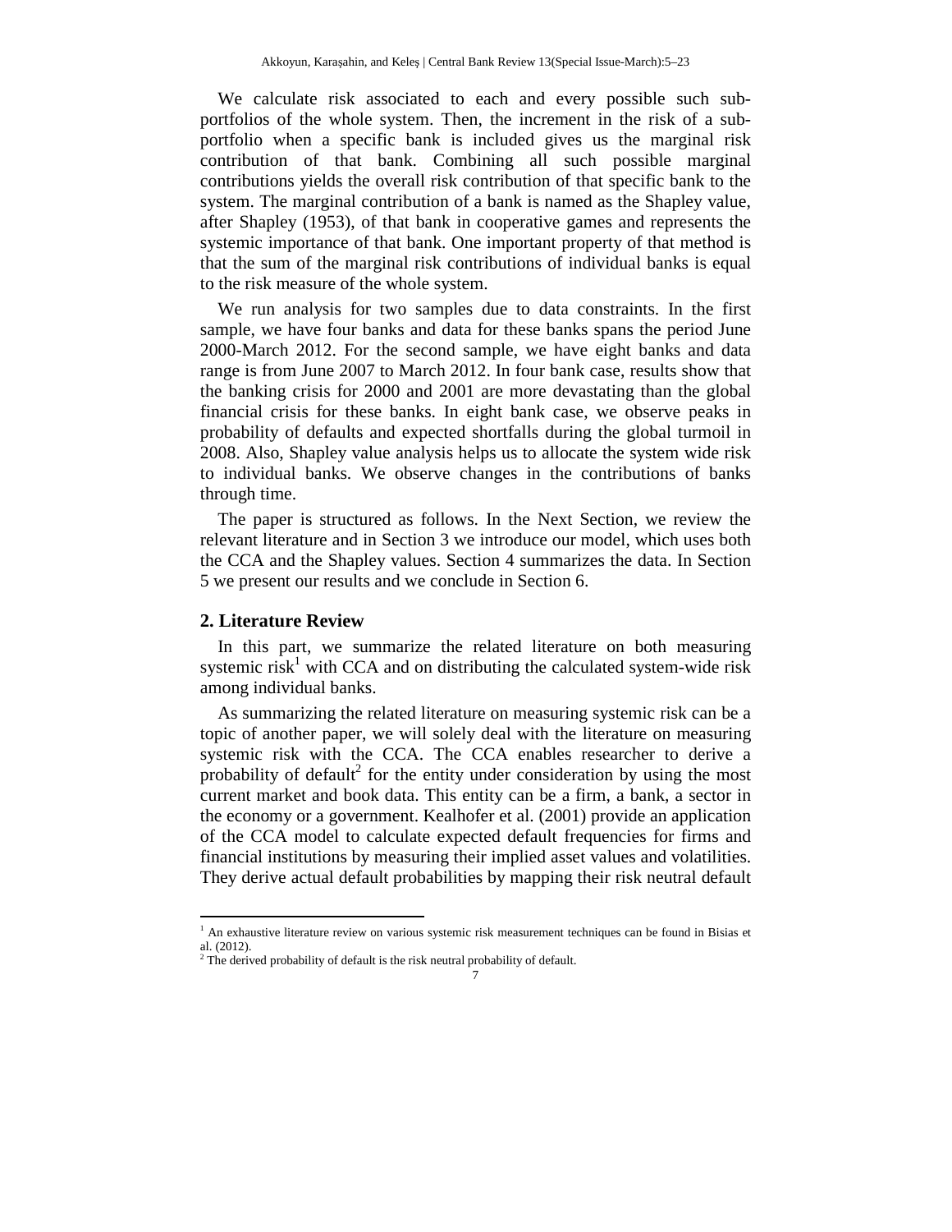We calculate risk associated to each and every possible such sub-portfolios of the whole system. Then, the increment in the risk of a sub-portfolio when a specific bank is included gives us the marginal risk contribution of that bank. Combining all such possible marginal contributions yields the overall risk contribution of that specific bank to the system. The marginal contribution of a bank is named as the Shapley value, after Shapley (1953), of that bank in cooperative games and represents the systemic importance of that bank. One important property of that method is that the sum of the marginal risk contributions of individual banks is equal to the risk measure of the whole system.

We run analysis for two samples due to data constraints. In the first sample, we have four banks and data for these banks spans the period June 2000-March 2012. For the second sample, we have eight banks and data range is from June 2007 to March 2012. In four bank case, results show that the banking crisis for 2000 and 2001 are more devastating than the global financial crisis for these banks. In eight bank case, we observe peaks in probability of defaults and expected shortfalls during the global turmoil in 2008. Also, Shapley value analysis helps us to allocate the system wide risk to individual banks. We observe changes in the contributions of banks through time.

The paper is structured as follows. In the Next Section, we review the relevant literature and in Section 3 we introduce our model, which uses both the CCA and the Shapley values. Section 4 summarizes the data. In Section 5 we present our results and we conclude in Section 6.

## 2. Literature Review

In this part, we summarize the related literature on both measuring systemic risk[1] with CCA and on distributing the calculated system-wide risk among individual banks.

As summarizing the related literature on measuring systemic risk can be a topic of another paper, we will solely deal with the literature on measuring systemic risk with the CCA. The CCA enables researcher to derive a probability of default[2] for the entity under consideration by using the most current market and book data. This entity can be a firm, a bank, a sector in the economy or a government. Kealhofer et al. (2001) provide an application of the CCA model to calculate expected default frequencies for firms and financial institutions by measuring their implied asset values and volatilities. They derive actual default probabilities by mapping their risk neutral default

---

[1] An exhaustive literature review on various systemic risk measurement techniques can be found in Bisias et al. (2012).

[2] The derived probability of default is the risk neutral probability of default.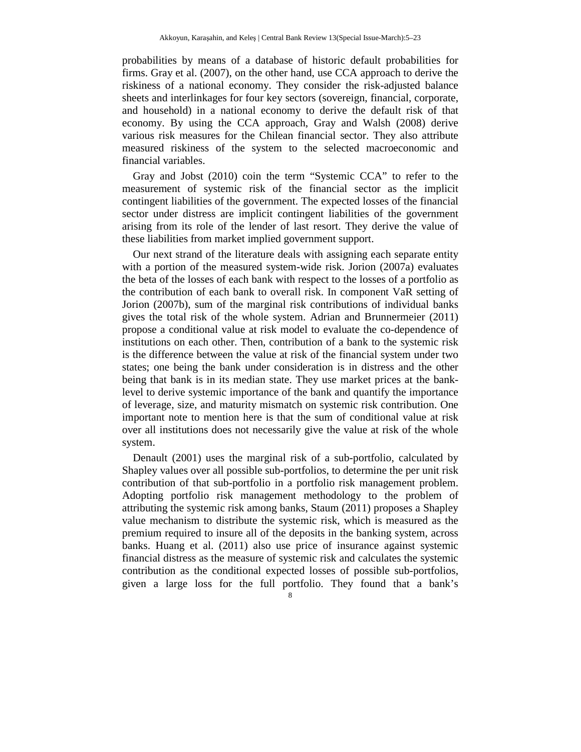probabilities by means of a database of historic default probabilities for firms. Gray et al. (2007), on the other hand, use CCA approach to derive the riskiness of a national economy. They consider the risk-adjusted balance sheets and interlinkages for four key sectors (sovereign, financial, corporate, and household) in a national economy to derive the default risk of that economy. By using the CCA approach, Gray and Walsh (2008) derive various risk measures for the Chilean financial sector. They also attribute measured riskiness of the system to the selected macroeconomic and financial variables.

Gray and Jobst (2010) coin the term "Systemic CCA" to refer to the measurement of systemic risk of the financial sector as the implicit contingent liabilities of the government. The expected losses of the financial sector under distress are implicit contingent liabilities of the government arising from its role of the lender of last resort. They derive the value of these liabilities from market implied government support.

Our next strand of the literature deals with assigning each separate entity with a portion of the measured system-wide risk. Jorion (2007a) evaluates the beta of the losses of each bank with respect to the losses of a portfolio as the contribution of each bank to overall risk. In component VaR setting of Jorion (2007b), sum of the marginal risk contributions of individual banks gives the total risk of the whole system. Adrian and Brunnermeier (2011) propose a conditional value at risk model to evaluate the co-dependence of institutions on each other. Then, contribution of a bank to the systemic risk is the difference between the value at risk of the financial system under two states; one being the bank under consideration is in distress and the other being that bank is in its median state. They use market prices at the bank-level to derive systemic importance of the bank and quantify the importance of leverage, size, and maturity mismatch on systemic risk contribution. One important note to mention here is that the sum of conditional value at risk over all institutions does not necessarily give the value at risk of the whole system.

Denault (2001) uses the marginal risk of a sub-portfolio, calculated by Shapley values over all possible sub-portfolios, to determine the per unit risk contribution of that sub-portfolio in a portfolio risk management problem. Adopting portfolio risk management methodology to the problem of attributing the systemic risk among banks, Staum (2011) proposes a Shapley value mechanism to distribute the systemic risk, which is measured as the premium required to insure all of the deposits in the banking system, across banks. Huang et al. (2011) also use price of insurance against systemic financial distress as the measure of systemic risk and calculates the systemic contribution as the conditional expected losses of possible sub-portfolios, given a large loss for the full portfolio. They found that a bank's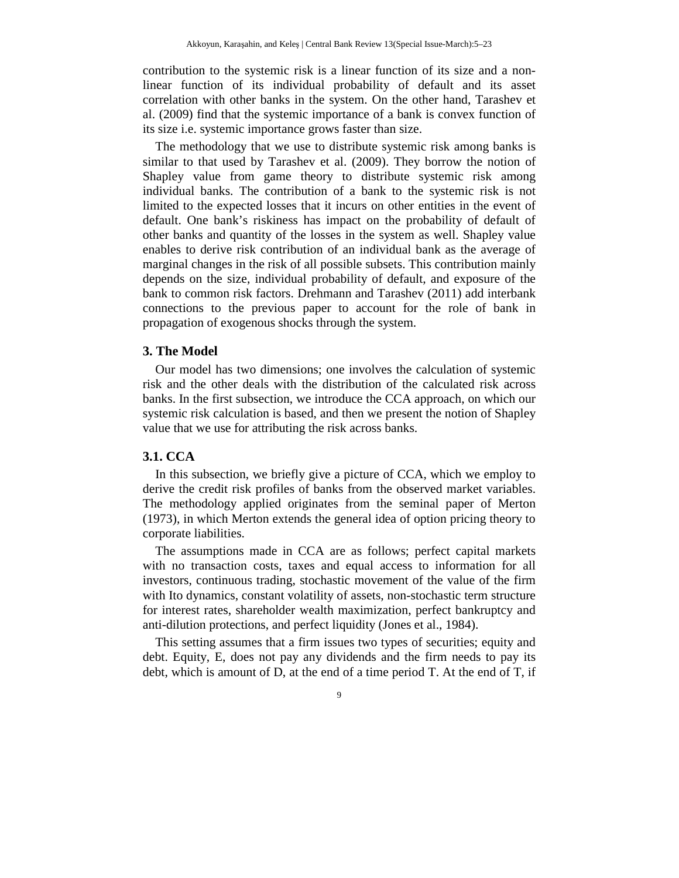contribution to the systemic risk is a linear function of its size and a non-linear function of its individual probability of default and its asset correlation with other banks in the system. On the other hand, Tarashev et al. (2009) find that the systemic importance of a bank is convex function of its size i.e. systemic importance grows faster than size.

The methodology that we use to distribute systemic risk among banks is similar to that used by Tarashev et al. (2009). They borrow the notion of Shapley value from game theory to distribute systemic risk among individual banks. The contribution of a bank to the systemic risk is not limited to the expected losses that it incurs on other entities in the event of default. One bank's riskiness has impact on the probability of default of other banks and quantity of the losses in the system as well. Shapley value enables to derive risk contribution of an individual bank as the average of marginal changes in the risk of all possible subsets. This contribution mainly depends on the size, individual probability of default, and exposure of the bank to common risk factors. Drehmann and Tarashev (2011) add interbank connections to the previous paper to account for the role of bank in propagation of exogenous shocks through the system.

## 3. The Model

Our model has two dimensions; one involves the calculation of systemic risk and the other deals with the distribution of the calculated risk across banks. In the first subsection, we introduce the CCA approach, on which our systemic risk calculation is based, and then we present the notion of Shapley value that we use for attributing the risk across banks.

### 3.1. CCA

In this subsection, we briefly give a picture of CCA, which we employ to derive the credit risk profiles of banks from the observed market variables. The methodology applied originates from the seminal paper of Merton (1973), in which Merton extends the general idea of option pricing theory to corporate liabilities.

The assumptions made in CCA are as follows; perfect capital markets with no transaction costs, taxes and equal access to information for all investors, continuous trading, stochastic movement of the value of the firm with Ito dynamics, constant volatility of assets, non-stochastic term structure for interest rates, shareholder wealth maximization, perfect bankruptcy and anti-dilution protections, and perfect liquidity (Jones et al., 1984).

This setting assumes that a firm issues two types of securities; equity and debt. Equity, $E$, does not pay any dividends and the firm needs to pay its debt, which is amount of $D$, at the end of a time period $T$. At the end of $T$, if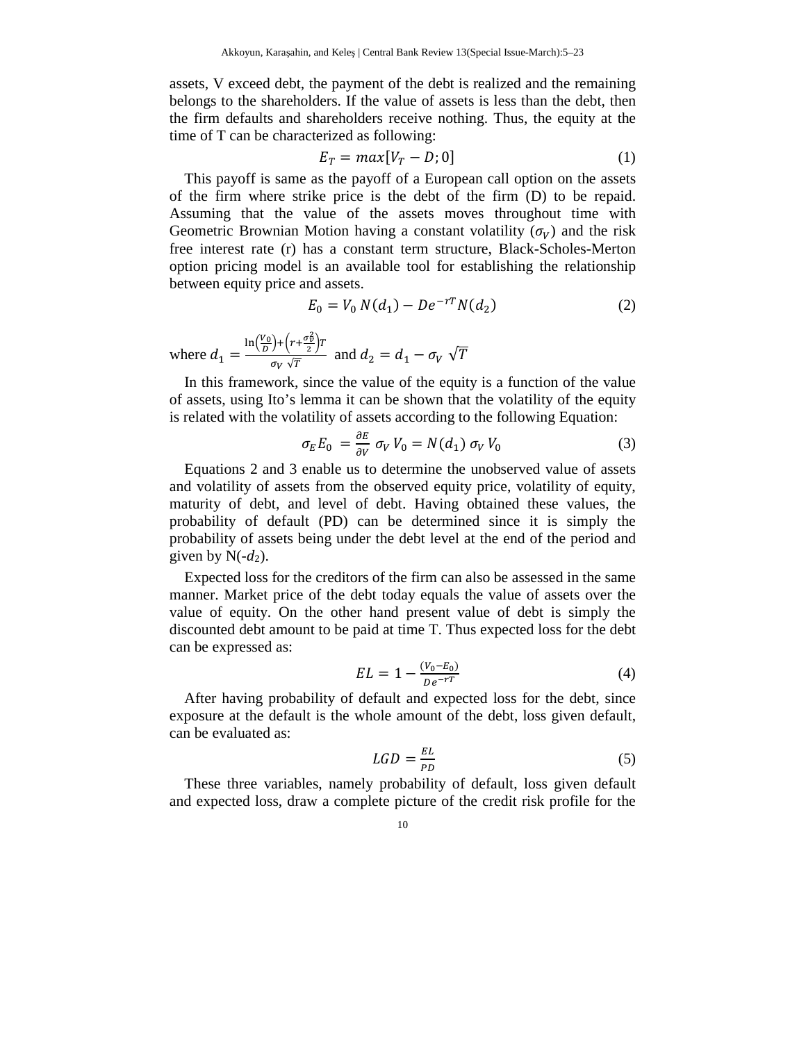assets, V exceed debt, the payment of the debt is realized and the remaining belongs to the shareholders. If the value of assets is less than the debt, then the firm defaults and shareholders receive nothing. Thus, the equity at the time of T can be characterized as following:

$$E_T = max[V_T - D; 0] \tag{1}$$

This payoff is same as the payoff of a European call option on the assets of the firm where strike price is the debt of the firm (D) to be repaid. Assuming that the value of the assets moves throughout time with Geometric Brownian Motion having a constant volatility ($\sigma_V$) and the risk free interest rate (r) has a constant term structure, Black-Scholes-Merton option pricing model is an available tool for establishing the relationship between equity price and assets.

$$E_0 = V_0\, N(d_1) - De^{-rT} N(d_2) \tag{2}$$

where $d_1 = \frac{\ln\left(\frac{V_0}{D}\right) + \left(r + \frac{\sigma_V^2}{2}\right)T}{\sigma_V\, \sqrt{T}}$ and $d_2 = d_1 - \sigma_V\, \sqrt{T}$

In this framework, since the value of the equity is a function of the value of assets, using Ito's lemma it can be shown that the volatility of the equity is related with the volatility of assets according to the following Equation:

$$\sigma_E E_0 = \frac{\partial E}{\partial V}\, \sigma_V\, V_0 = N(d_1)\, \sigma_V\, V_0 \tag{3}$$

Equations 2 and 3 enable us to determine the unobserved value of assets and volatility of assets from the observed equity price, volatility of equity, maturity of debt, and level of debt. Having obtained these values, the probability of default (PD) can be determined since it is simply the probability of assets being under the debt level at the end of the period and given by N(-$d_2$).

Expected loss for the creditors of the firm can also be assessed in the same manner. Market price of the debt today equals the value of assets over the value of equity. On the other hand present value of debt is simply the discounted debt amount to be paid at time T. Thus expected loss for the debt can be expressed as:

$$EL = 1 - \frac{(V_0 - E_0)}{De^{-rT}} \tag{4}$$

After having probability of default and expected loss for the debt, since exposure at the default is the whole amount of the debt, loss given default, can be evaluated as:

$$LGD = \frac{EL}{PD} \tag{5}$$

These three variables, namely probability of default, loss given default and expected loss, draw a complete picture of the credit risk profile for the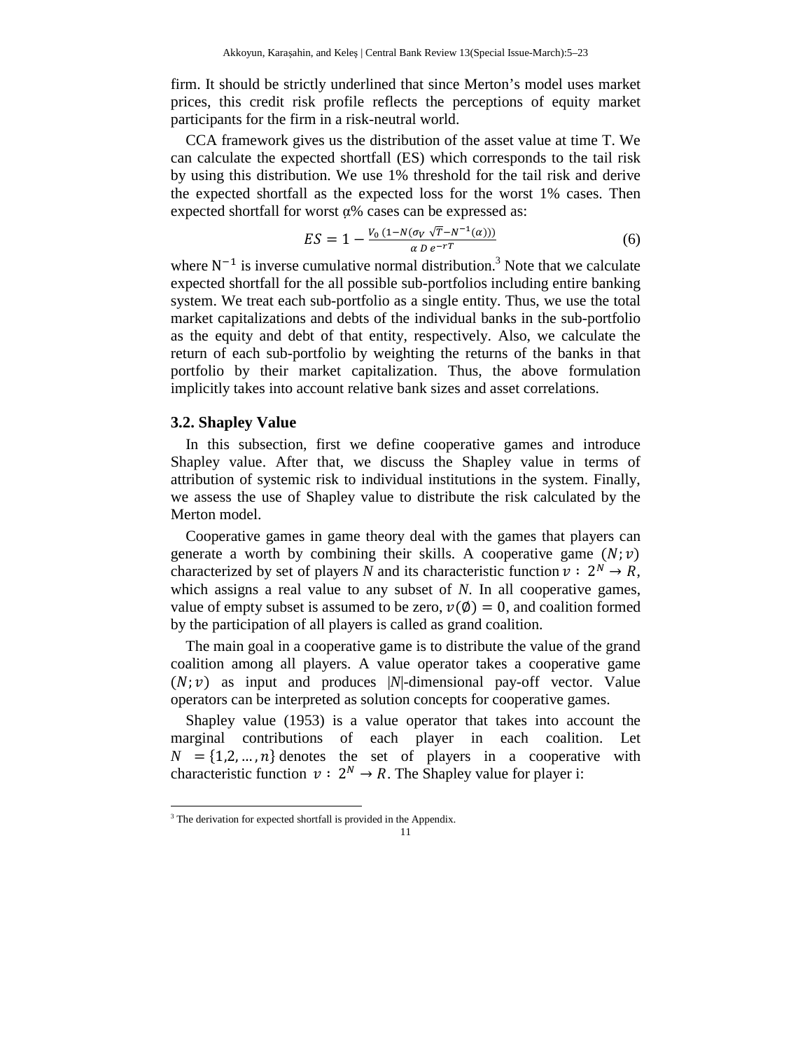firm. It should be strictly underlined that since Merton's model uses market prices, this credit risk profile reflects the perceptions of equity market participants for the firm in a risk-neutral world.

CCA framework gives us the distribution of the asset value at time T. We can calculate the expected shortfall (ES) which corresponds to the tail risk by using this distribution. We use 1% threshold for the tail risk and derive the expected shortfall as the expected loss for the worst 1% cases. Then expected shortfall for worst α% cases can be expressed as:

$$ES = 1 - \frac{V_0 \left(1 - N\left(\sigma_V \sqrt{T} - N^{-1}(\alpha)\right)\right)}{\alpha\, D\, e^{-rT}} \tag{6}$$

where $N^{-1}$ is inverse cumulative normal distribution.[3] Note that we calculate expected shortfall for the all possible sub-portfolios including entire banking system. We treat each sub-portfolio as a single entity. Thus, we use the total market capitalizations and debts of the individual banks in the sub-portfolio as the equity and debt of that entity, respectively. Also, we calculate the return of each sub-portfolio by weighting the returns of the banks in that portfolio by their market capitalization. Thus, the above formulation implicitly takes into account relative bank sizes and asset correlations.

### 3.2. Shapley Value

In this subsection, first we define cooperative games and introduce Shapley value. After that, we discuss the Shapley value in terms of attribution of systemic risk to individual institutions in the system. Finally, we assess the use of Shapley value to distribute the risk calculated by the Merton model.

Cooperative games in game theory deal with the games that players can generate a worth by combining their skills. A cooperative game $(N; v)$ characterized by set of players *N* and its characteristic function $v : 2^N \rightarrow R$, which assigns a real value to any subset of *N*. In all cooperative games, value of empty subset is assumed to be zero, $v(\emptyset) = 0$, and coalition formed by the participation of all players is called as grand coalition.

The main goal in a cooperative game is to distribute the value of the grand coalition among all players. A value operator takes a cooperative game $(N; v)$ as input and produces |*N*|-dimensional pay-off vector. Value operators can be interpreted as solution concepts for cooperative games.

Shapley value (1953) is a value operator that takes into account the marginal contributions of each player in each coalition. Let $N = \{1,2,\ldots,n\}$ denotes the set of players in a cooperative with characteristic function $v : 2^N \rightarrow R$. The Shapley value for player i:

[3] The derivation for expected shortfall is provided in the Appendix.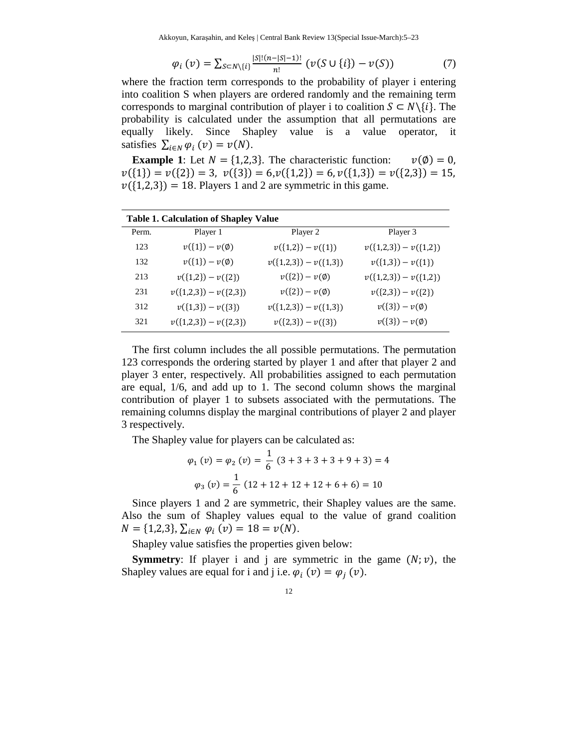$$\varphi_i(v) = \sum_{S \subset N \setminus \{i\}} \frac{|S|!(n-|S|-1)!}{n!} \left(v(S \cup \{i\}) - v(S)\right) \tag{7}$$

where the fraction term corresponds to the probability of player i entering into coalition S when players are ordered randomly and the remaining term corresponds to marginal contribution of player i to coalition $S \subset N \setminus \{i\}$. The probability is calculated under the assumption that all permutations are equally likely. Since Shapley value is a value operator, it satisfies $\sum_{i \in N} \varphi_i(v) = v(N)$.

**Example 1**: Let $N = \{1,2,3\}$. The characteristic function: $v(\emptyset) = 0$, $v(\{1\}) = v(\{2\}) = 3$, $v(\{3\}) = 6$, $v(\{1,2\}) = 6$, $v(\{1,3\}) = v(\{2,3\}) = 15$, $v(\{1,2,3\}) = 18$. Players 1 and 2 are symmetric in this game.

**Table 1. Calculation of Shapley Value**

| Perm. | Player 1 | Player 2 | Player 3 |
|---|---|---|---|
| 123 | $v(\{1\}) - v(\emptyset)$ | $v(\{1,2\}) - v(\{1\})$ | $v(\{1,2,3\}) - v(\{1,2\})$ |
| 132 | $v(\{1\}) - v(\emptyset)$ | $v(\{1,2,3\}) - v(\{1,3\})$ | $v(\{1,3\}) - v(\{1\})$ |
| 213 | $v(\{1,2\}) - v(\{2\})$ | $v(\{2\}) - v(\emptyset)$ | $v(\{1,2,3\}) - v(\{1,2\})$ |
| 231 | $v(\{1,2,3\}) - v(\{2,3\})$ | $v(\{2\}) - v(\emptyset)$ | $v(\{2,3\}) - v(\{2\})$ |
| 312 | $v(\{1,3\}) - v(\{3\})$ | $v(\{1,2,3\}) - v(\{1,3\})$ | $v(\{3\}) - v(\emptyset)$ |
| 321 | $v(\{1,2,3\}) - v(\{2,3\})$ | $v(\{2,3\}) - v(\{3\})$ | $v(\{3\}) - v(\emptyset)$ |

The first column includes the all possible permutations. The permutation 123 corresponds the ordering started by player 1 and after that player 2 and player 3 enter, respectively. All probabilities assigned to each permutation are equal, 1/6, and add up to 1. The second column shows the marginal contribution of player 1 to subsets associated with the permutations. The remaining columns display the marginal contributions of player 2 and player 3 respectively.

The Shapley value for players can be calculated as:

$$\varphi_1(v) = \varphi_2(v) = \frac{1}{6}(3 + 3 + 3 + 3 + 9 + 3) = 4$$

$$\varphi_3(v) = \frac{1}{6}(12 + 12 + 12 + 12 + 6 + 6) = 10$$

Since players 1 and 2 are symmetric, their Shapley values are the same. Also the sum of Shapley values equal to the value of grand coalition $N = \{1,2,3\}$, $\sum_{i \in N} \varphi_i(v) = 18 = v(N)$.

Shapley value satisfies the properties given below:

**Symmetry**: If player i and j are symmetric in the game $(N; v)$, the Shapley values are equal for i and j i.e. $\varphi_i(v) = \varphi_j(v)$.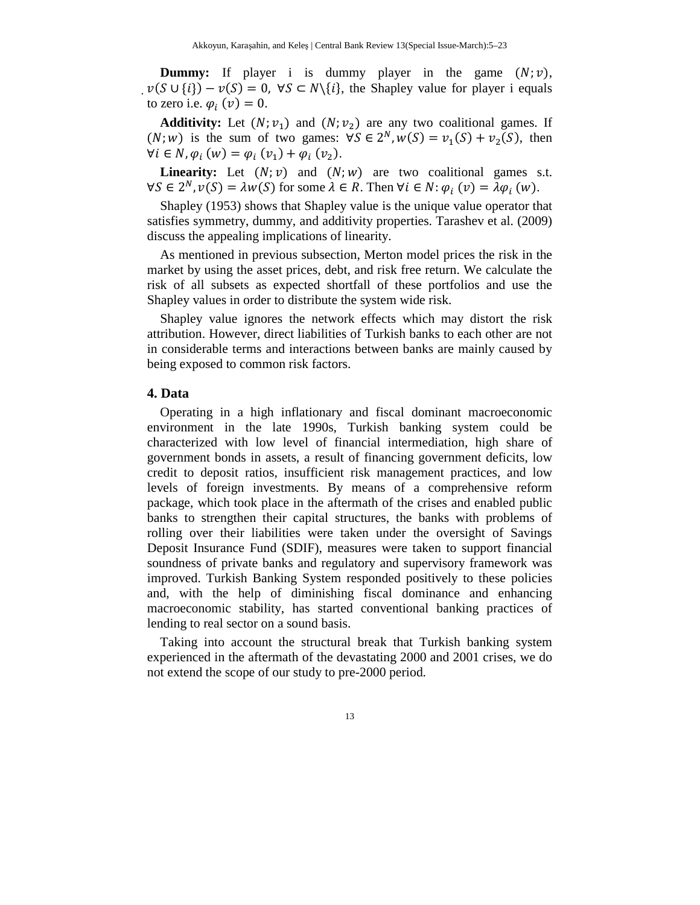**Dummy:** If player i is dummy player in the game $(N; v)$, $v(S \cup \{i\}) - v(S) = 0,\ \forall S \subset N \setminus \{i\}$, the Shapley value for player i equals to zero i.e. $\varphi_i\ (v) = 0$.

**Additivity:** Let $(N; v_1)$ and $(N; v_2)$ are any two coalitional games. If $(N; w)$ is the sum of two games: $\forall S \in 2^N, w(S) = v_1(S) + v_2(S)$, then $\forall i \in N, \varphi_i\ (w) = \varphi_i\ (v_1) + \varphi_i\ (v_2)$.

**Linearity:** Let $(N; v)$ and $(N; w)$ are two coalitional games s.t. $\forall S \in 2^N, v(S) = \lambda w(S)$ for some $\lambda \in R$. Then $\forall i \in N: \varphi_i\ (v) = \lambda \varphi_i\ (w)$.

Shapley (1953) shows that Shapley value is the unique value operator that satisfies symmetry, dummy, and additivity properties. Tarashev et al. (2009) discuss the appealing implications of linearity.

As mentioned in previous subsection, Merton model prices the risk in the market by using the asset prices, debt, and risk free return. We calculate the risk of all subsets as expected shortfall of these portfolios and use the Shapley values in order to distribute the system wide risk.

Shapley value ignores the network effects which may distort the risk attribution. However, direct liabilities of Turkish banks to each other are not in considerable terms and interactions between banks are mainly caused by being exposed to common risk factors.

## 4. Data

Operating in a high inflationary and fiscal dominant macroeconomic environment in the late 1990s, Turkish banking system could be characterized with low level of financial intermediation, high share of government bonds in assets, a result of financing government deficits, low credit to deposit ratios, insufficient risk management practices, and low levels of foreign investments. By means of a comprehensive reform package, which took place in the aftermath of the crises and enabled public banks to strengthen their capital structures, the banks with problems of rolling over their liabilities were taken under the oversight of Savings Deposit Insurance Fund (SDIF), measures were taken to support financial soundness of private banks and regulatory and supervisory framework was improved. Turkish Banking System responded positively to these policies and, with the help of diminishing fiscal dominance and enhancing macroeconomic stability, has started conventional banking practices of lending to real sector on a sound basis.

Taking into account the structural break that Turkish banking system experienced in the aftermath of the devastating 2000 and 2001 crises, we do not extend the scope of our study to pre-2000 period.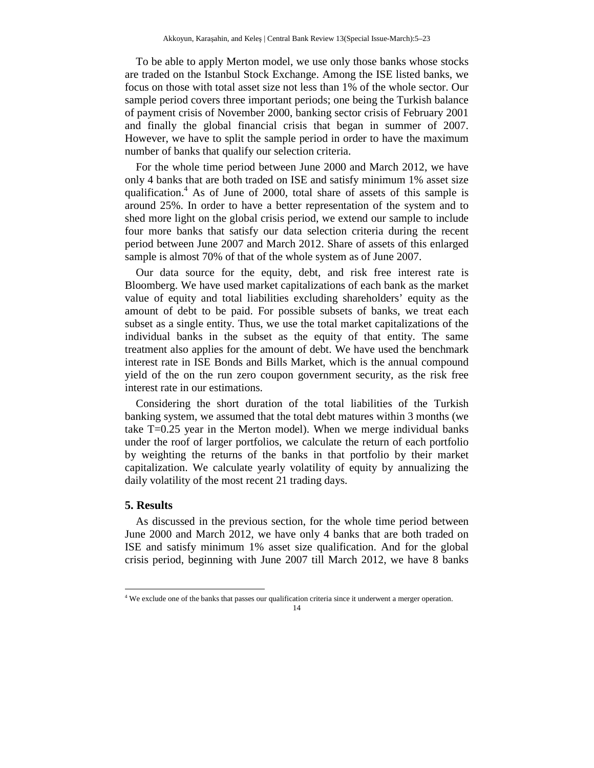To be able to apply Merton model, we use only those banks whose stocks are traded on the Istanbul Stock Exchange. Among the ISE listed banks, we focus on those with total asset size not less than 1% of the whole sector. Our sample period covers three important periods; one being the Turkish balance of payment crisis of November 2000, banking sector crisis of February 2001 and finally the global financial crisis that began in summer of 2007. However, we have to split the sample period in order to have the maximum number of banks that qualify our selection criteria.

For the whole time period between June 2000 and March 2012, we have only 4 banks that are both traded on ISE and satisfy minimum 1% asset size qualification.[4] As of June of 2000, total share of assets of this sample is around 25%. In order to have a better representation of the system and to shed more light on the global crisis period, we extend our sample to include four more banks that satisfy our data selection criteria during the recent period between June 2007 and March 2012. Share of assets of this enlarged sample is almost 70% of that of the whole system as of June 2007.

Our data source for the equity, debt, and risk free interest rate is Bloomberg. We have used market capitalizations of each bank as the market value of equity and total liabilities excluding shareholders' equity as the amount of debt to be paid. For possible subsets of banks, we treat each subset as a single entity. Thus, we use the total market capitalizations of the individual banks in the subset as the equity of that entity. The same treatment also applies for the amount of debt. We have used the benchmark interest rate in ISE Bonds and Bills Market, which is the annual compound yield of the on the run zero coupon government security, as the risk free interest rate in our estimations.

Considering the short duration of the total liabilities of the Turkish banking system, we assumed that the total debt matures within 3 months (we take $T=0.25$ year in the Merton model). When we merge individual banks under the roof of larger portfolios, we calculate the return of each portfolio by weighting the returns of the banks in that portfolio by their market capitalization. We calculate yearly volatility of equity by annualizing the daily volatility of the most recent 21 trading days.

## 5. Results

As discussed in the previous section, for the whole time period between June 2000 and March 2012, we have only 4 banks that are both traded on ISE and satisfy minimum 1% asset size qualification. And for the global crisis period, beginning with June 2007 till March 2012, we have 8 banks

[4] We exclude one of the banks that passes our qualification criteria since it underwent a merger operation.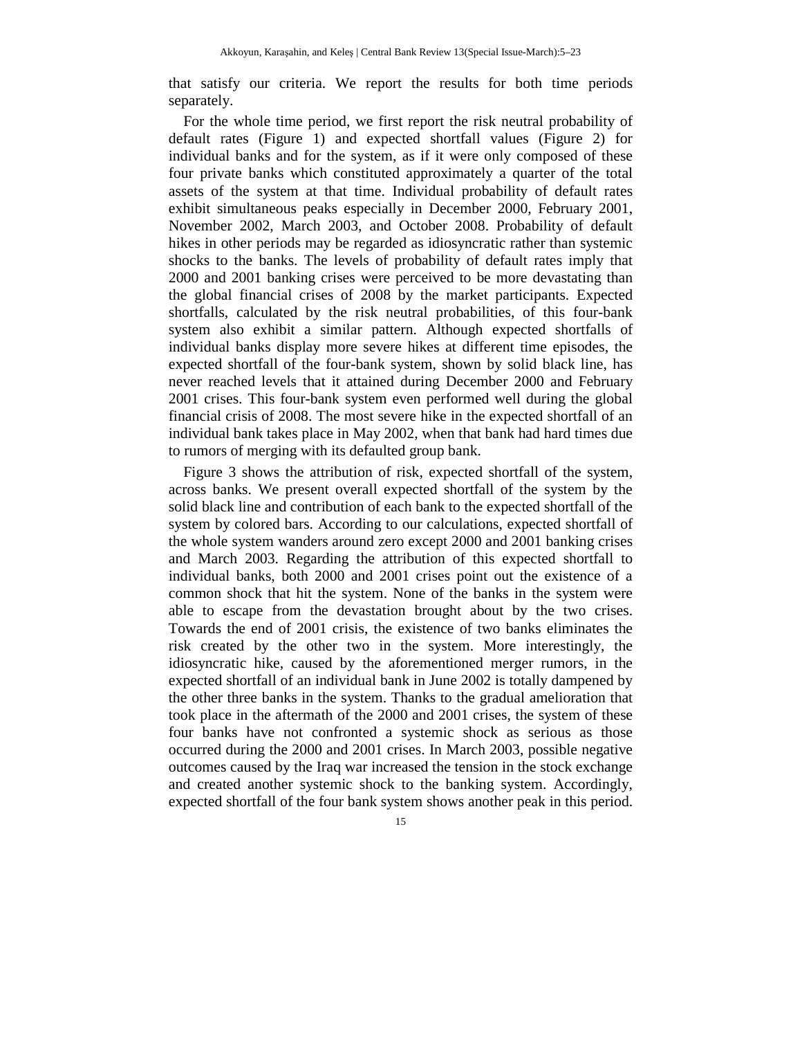that satisfy our criteria. We report the results for both time periods separately.

For the whole time period, we first report the risk neutral probability of default rates (Figure 1) and expected shortfall values (Figure 2) for individual banks and for the system, as if it were only composed of these four private banks which constituted approximately a quarter of the total assets of the system at that time. Individual probability of default rates exhibit simultaneous peaks especially in December 2000, February 2001, November 2002, March 2003, and October 2008. Probability of default hikes in other periods may be regarded as idiosyncratic rather than systemic shocks to the banks. The levels of probability of default rates imply that 2000 and 2001 banking crises were perceived to be more devastating than the global financial crises of 2008 by the market participants. Expected shortfalls, calculated by the risk neutral probabilities, of this four-bank system also exhibit a similar pattern. Although expected shortfalls of individual banks display more severe hikes at different time episodes, the expected shortfall of the four-bank system, shown by solid black line, has never reached levels that it attained during December 2000 and February 2001 crises. This four-bank system even performed well during the global financial crisis of 2008. The most severe hike in the expected shortfall of an individual bank takes place in May 2002, when that bank had hard times due to rumors of merging with its defaulted group bank.

Figure 3 shows the attribution of risk, expected shortfall of the system, across banks. We present overall expected shortfall of the system by the solid black line and contribution of each bank to the expected shortfall of the system by colored bars. According to our calculations, expected shortfall of the whole system wanders around zero except 2000 and 2001 banking crises and March 2003. Regarding the attribution of this expected shortfall to individual banks, both 2000 and 2001 crises point out the existence of a common shock that hit the system. None of the banks in the system were able to escape from the devastation brought about by the two crises. Towards the end of 2001 crisis, the existence of two banks eliminates the risk created by the other two in the system. More interestingly, the idiosyncratic hike, caused by the aforementioned merger rumors, in the expected shortfall of an individual bank in June 2002 is totally dampened by the other three banks in the system. Thanks to the gradual amelioration that took place in the aftermath of the 2000 and 2001 crises, the system of these four banks have not confronted a systemic shock as serious as those occurred during the 2000 and 2001 crises. In March 2003, possible negative outcomes caused by the Iraq war increased the tension in the stock exchange and created another systemic shock to the banking system. Accordingly, expected shortfall of the four bank system shows another peak in this period.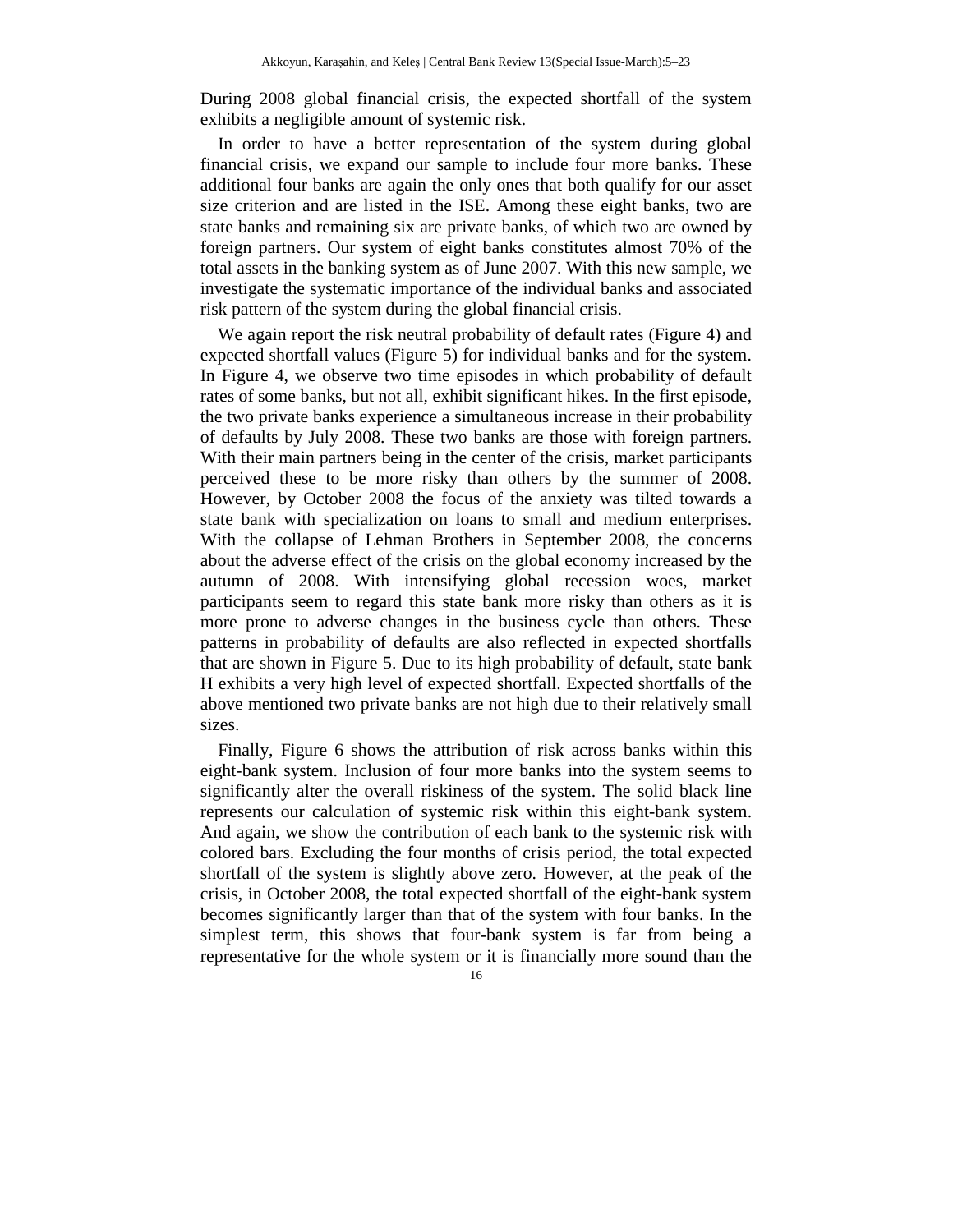During 2008 global financial crisis, the expected shortfall of the system exhibits a negligible amount of systemic risk.

In order to have a better representation of the system during global financial crisis, we expand our sample to include four more banks. These additional four banks are again the only ones that both qualify for our asset size criterion and are listed in the ISE. Among these eight banks, two are state banks and remaining six are private banks, of which two are owned by foreign partners. Our system of eight banks constitutes almost 70% of the total assets in the banking system as of June 2007. With this new sample, we investigate the systematic importance of the individual banks and associated risk pattern of the system during the global financial crisis.

We again report the risk neutral probability of default rates (Figure 4) and expected shortfall values (Figure 5) for individual banks and for the system. In Figure 4, we observe two time episodes in which probability of default rates of some banks, but not all, exhibit significant hikes. In the first episode, the two private banks experience a simultaneous increase in their probability of defaults by July 2008. These two banks are those with foreign partners. With their main partners being in the center of the crisis, market participants perceived these to be more risky than others by the summer of 2008. However, by October 2008 the focus of the anxiety was tilted towards a state bank with specialization on loans to small and medium enterprises. With the collapse of Lehman Brothers in September 2008, the concerns about the adverse effect of the crisis on the global economy increased by the autumn of 2008. With intensifying global recession woes, market participants seem to regard this state bank more risky than others as it is more prone to adverse changes in the business cycle than others. These patterns in probability of defaults are also reflected in expected shortfalls that are shown in Figure 5. Due to its high probability of default, state bank H exhibits a very high level of expected shortfall. Expected shortfalls of the above mentioned two private banks are not high due to their relatively small sizes.

Finally, Figure 6 shows the attribution of risk across banks within this eight-bank system. Inclusion of four more banks into the system seems to significantly alter the overall riskiness of the system. The solid black line represents our calculation of systemic risk within this eight-bank system. And again, we show the contribution of each bank to the systemic risk with colored bars. Excluding the four months of crisis period, the total expected shortfall of the system is slightly above zero. However, at the peak of the crisis, in October 2008, the total expected shortfall of the eight-bank system becomes significantly larger than that of the system with four banks. In the simplest term, this shows that four-bank system is far from being a representative for the whole system or it is financially more sound than the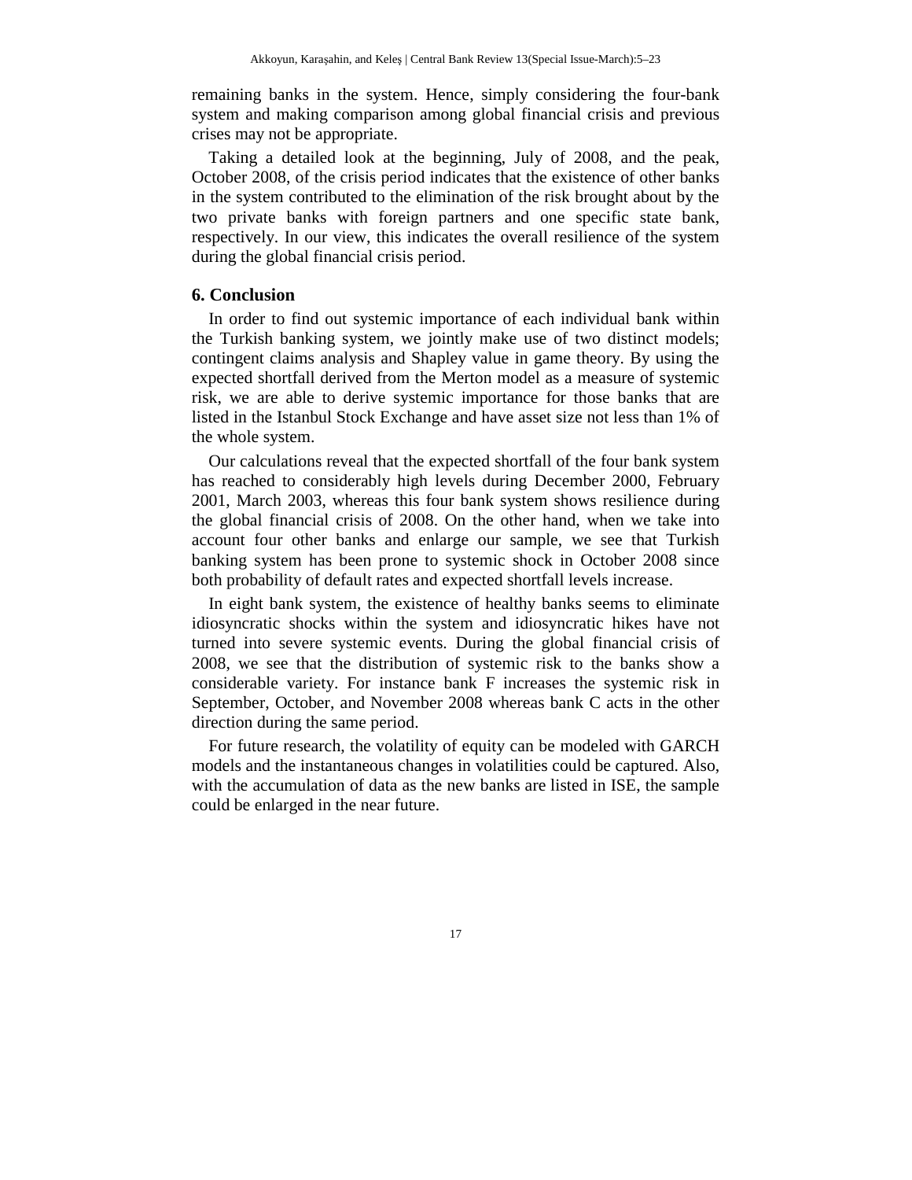remaining banks in the system. Hence, simply considering the four-bank system and making comparison among global financial crisis and previous crises may not be appropriate.

Taking a detailed look at the beginning, July of 2008, and the peak, October 2008, of the crisis period indicates that the existence of other banks in the system contributed to the elimination of the risk brought about by the two private banks with foreign partners and one specific state bank, respectively. In our view, this indicates the overall resilience of the system during the global financial crisis period.

## 6. Conclusion

In order to find out systemic importance of each individual bank within the Turkish banking system, we jointly make use of two distinct models; contingent claims analysis and Shapley value in game theory. By using the expected shortfall derived from the Merton model as a measure of systemic risk, we are able to derive systemic importance for those banks that are listed in the Istanbul Stock Exchange and have asset size not less than 1% of the whole system.

Our calculations reveal that the expected shortfall of the four bank system has reached to considerably high levels during December 2000, February 2001, March 2003, whereas this four bank system shows resilience during the global financial crisis of 2008. On the other hand, when we take into account four other banks and enlarge our sample, we see that Turkish banking system has been prone to systemic shock in October 2008 since both probability of default rates and expected shortfall levels increase.

In eight bank system, the existence of healthy banks seems to eliminate idiosyncratic shocks within the system and idiosyncratic hikes have not turned into severe systemic events. During the global financial crisis of 2008, we see that the distribution of systemic risk to the banks show a considerable variety. For instance bank F increases the systemic risk in September, October, and November 2008 whereas bank C acts in the other direction during the same period.

For future research, the volatility of equity can be modeled with GARCH models and the instantaneous changes in volatilities could be captured. Also, with the accumulation of data as the new banks are listed in ISE, the sample could be enlarged in the near future.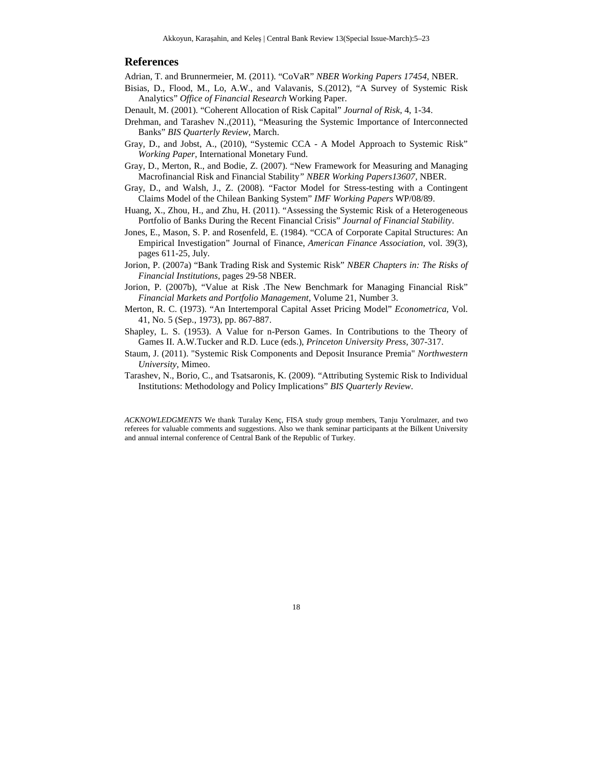## References

Adrian, T. and Brunnermeier, M. (2011). "CoVaR" *NBER Working Papers 17454*, NBER.

Bisias, D., Flood, M., Lo, A.W., and Valavanis, S.(2012), "A Survey of Systemic Risk Analytics" *Office of Financial Research* Working Paper.

Denault, M. (2001). "Coherent Allocation of Risk Capital" *Journal of Risk*, 4, 1-34.

Drehman, and Tarashev N.,(2011), "Measuring the Systemic Importance of Interconnected Banks" *BIS Quarterly Review*, March.

Gray, D., and Jobst, A., (2010), "Systemic CCA - A Model Approach to Systemic Risk" *Working Paper*, International Monetary Fund.

Gray, D., Merton, R., and Bodie, Z. (2007). "New Framework for Measuring and Managing Macrofinancial Risk and Financial Stability" *NBER Working Papers13607*, NBER.

Gray, D., and Walsh, J., Z. (2008). "Factor Model for Stress-testing with a Contingent Claims Model of the Chilean Banking System" *IMF Working Papers* WP/08/89.

Huang, X., Zhou, H., and Zhu, H. (2011). "Assessing the Systemic Risk of a Heterogeneous Portfolio of Banks During the Recent Financial Crisis" *Journal of Financial Stability*.

Jones, E., Mason, S. P. and Rosenfeld, E. (1984). "CCA of Corporate Capital Structures: An Empirical Investigation" Journal of Finance, *American Finance Association*, vol. 39(3), pages 611-25, July.

Jorion, P. (2007a) "Bank Trading Risk and Systemic Risk" *NBER Chapters in: The Risks of Financial Institutions*, pages 29-58 NBER.

Jorion, P. (2007b), "Value at Risk .The New Benchmark for Managing Financial Risk" *Financial Markets and Portfolio Management*, Volume 21, Number 3.

Merton, R. C. (1973). "An Intertemporal Capital Asset Pricing Model" *Econometrica*, Vol. 41, No. 5 (Sep., 1973), pp. 867-887.

Shapley, L. S. (1953). A Value for n-Person Games. In Contributions to the Theory of Games II. A.W.Tucker and R.D. Luce (eds.), *Princeton University Press*, 307-317.

Staum, J. (2011). "Systemic Risk Components and Deposit Insurance Premia" *Northwestern University*, Mimeo.

Tarashev, N., Borio, C., and Tsatsaronis, K. (2009). "Attributing Systemic Risk to Individual Institutions: Methodology and Policy Implications" *BIS Quarterly Review*.

*ACKNOWLEDGMENTS* We thank Turalay Kenç, FISA study group members, Tanju Yorulmazer, and two referees for valuable comments and suggestions. Also we thank seminar participants at the Bilkent University and annual internal conference of Central Bank of the Republic of Turkey.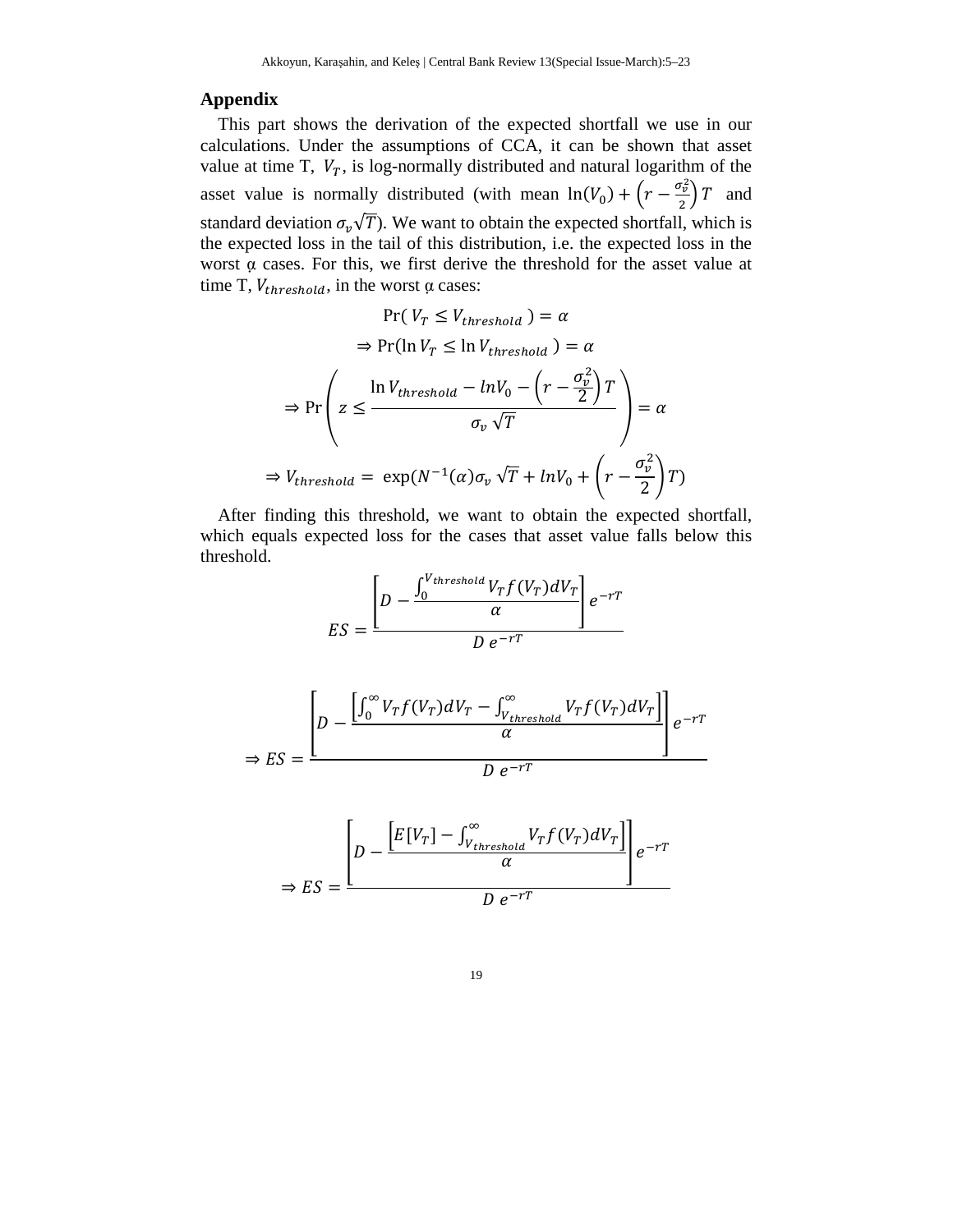## Appendix

This part shows the derivation of the expected shortfall we use in our calculations. Under the assumptions of CCA, it can be shown that asset value at time T, $V_T$, is log-normally distributed and natural logarithm of the asset value is normally distributed (with mean $\ln(V_0) + \left(r - \frac{\sigma_v^2}{2}\right)T$ and standard deviation $\sigma_v\sqrt{T}$). We want to obtain the expected shortfall, which is the expected loss in the tail of this distribution, i.e. the expected loss in the worst α cases. For this, we first derive the threshold for the asset value at time T, $V_{threshold}$, in the worst α cases:

$$\Pr(V_T \leq V_{threshold}) = \alpha$$

$$\Rightarrow \Pr(\ln V_T \leq \ln V_{threshold}) = \alpha$$

$$\Rightarrow \Pr\left(z \leq \frac{\ln V_{threshold} - lnV_0 - \left(r - \frac{\sigma_v^2}{2}\right)T}{\sigma_v\sqrt{T}}\right) = \alpha$$

$$\Rightarrow V_{threshold} = \exp(N^{-1}(\alpha)\sigma_v\sqrt{T} + lnV_0 + \left(r - \frac{\sigma_v^2}{2}\right)T)$$

After finding this threshold, we want to obtain the expected shortfall, which equals expected loss for the cases that asset value falls below this threshold.

$$ES = \frac{\left[D - \frac{\int_0^{V_{threshold}} V_T f(V_T) dV_T}{\alpha}\right] e^{-rT}}{D\ e^{-rT}}$$

$$\Rightarrow ES = \frac{\left[D - \frac{\left[\int_0^{\infty} V_T f(V_T) dV_T - \int_{V_{threshold}}^{\infty} V_T f(V_T) dV_T\right]}{\alpha}\right] e^{-rT}}{D\ e^{-rT}}$$

$$\Rightarrow ES = \frac{\left[D - \frac{\left[E[V_T] - \int_{V_{threshold}}^{\infty} V_T f(V_T) dV_T\right]}{\alpha}\right] e^{-rT}}{D\ e^{-rT}}$$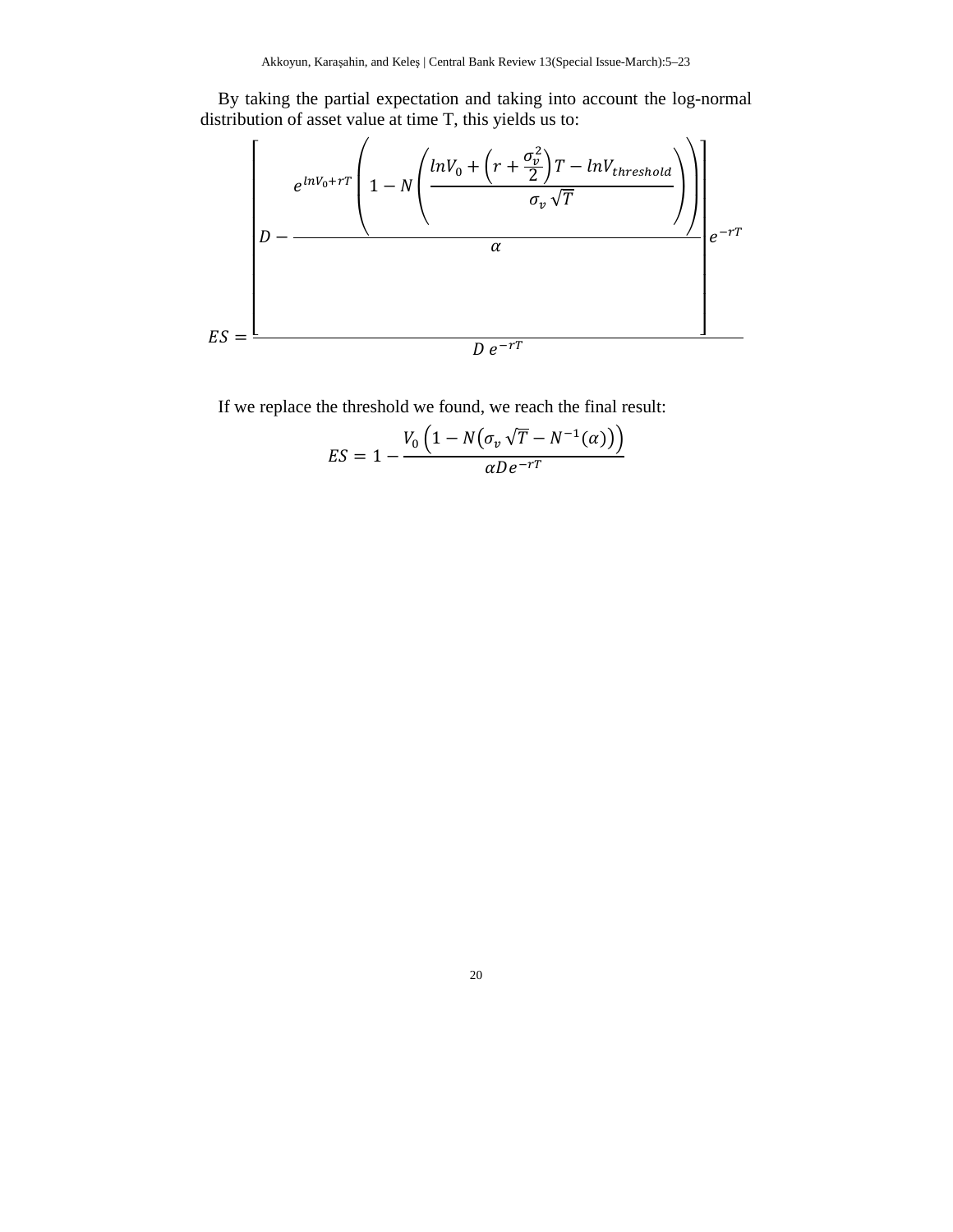By taking the partial expectation and taking into account the log-normal distribution of asset value at time T, this yields us to:

$$ES = \frac{\left[ D - \frac{e^{lnV_0 + rT}\left(1 - N\left(\frac{lnV_0 + \left(r + \frac{\sigma_v^2}{2}\right)T - lnV_{threshold}}{\sigma_v \sqrt{T}}\right)\right)}{\alpha} \right] e^{-rT}}{D\, e^{-rT}}$$

If we replace the threshold we found, we reach the final result:

$$ES = 1 - \frac{V_0\left(1 - N\left(\sigma_v \sqrt{T} - N^{-1}(\alpha)\right)\right)}{\alpha D e^{-rT}}$$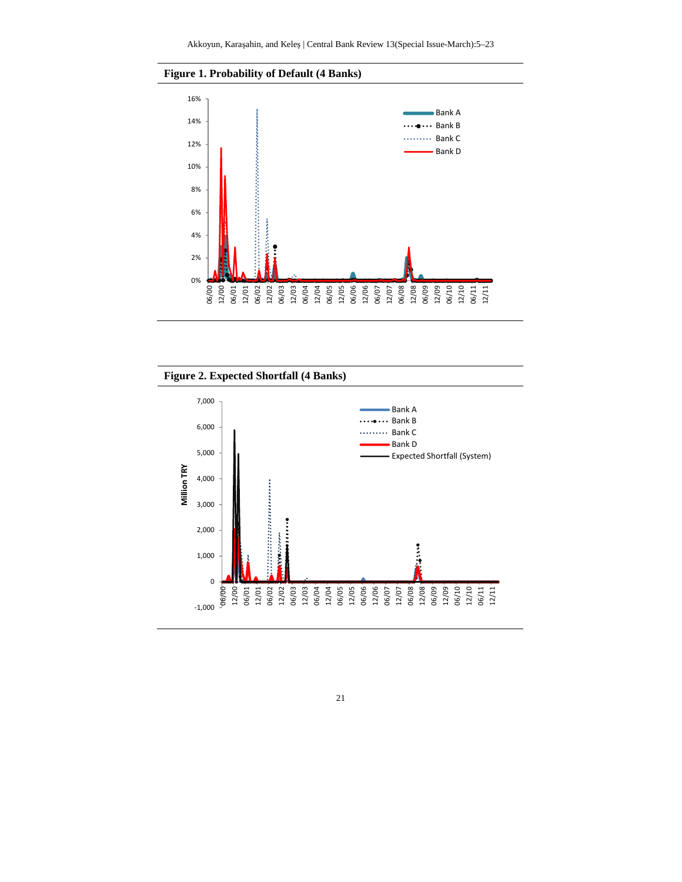**Figure 1. Probability of Default (4 Banks)**

**Figure 2. Expected Shortfall (4 Banks)**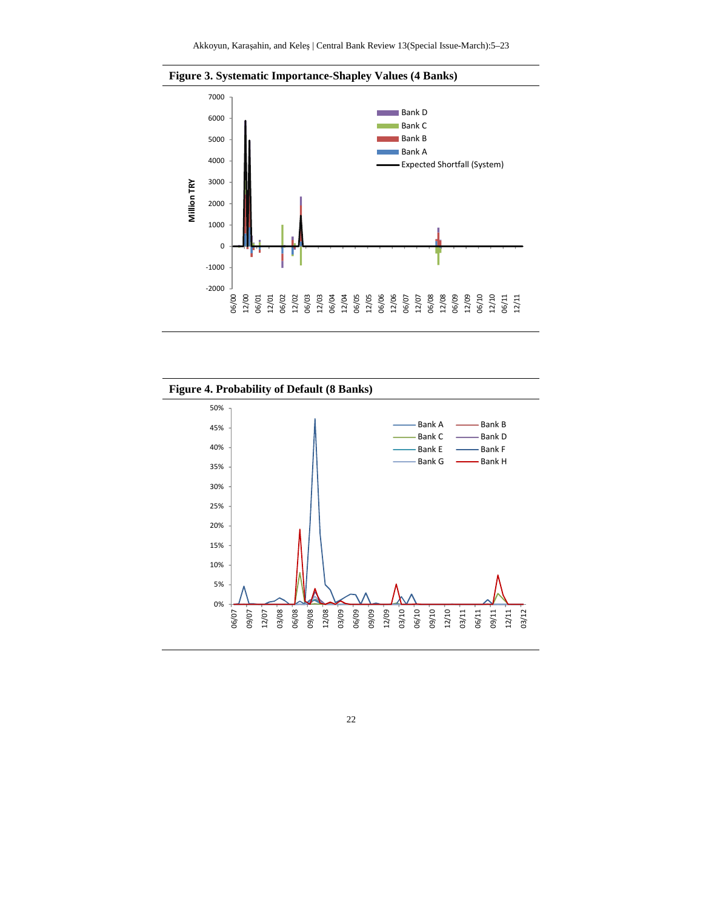**Figure 3. Systematic Importance-Shapley Values (4 Banks)**

**Figure 4. Probability of Default (8 Banks)**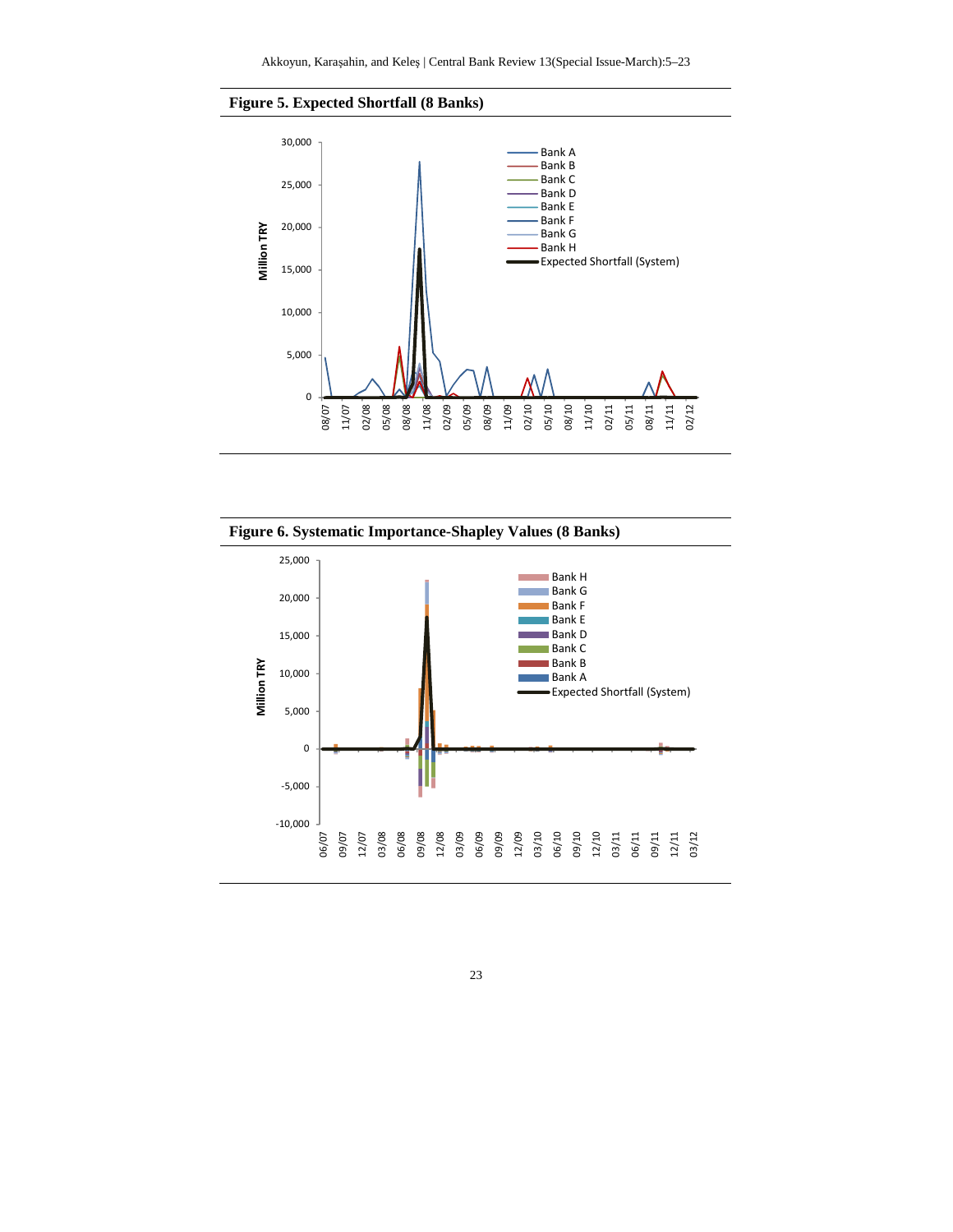**Figure 5. Expected Shortfall (8 Banks)**

30,000
25,000
20,000
15,000
10,000
5,000
0

Million TRY

08/07
11/07
02/08
05/08
08/08
11/08
02/09
05/09
08/09
11/09
02/10
05/10
08/10
11/10
02/11
05/11
08/11
11/11
02/12

Bank A
Bank B
Bank C
Bank D
Bank E
Bank F
Bank G
Bank H
Expected Shortfall (System)

**Figure 6. Systematic Importance-Shapley Values (8 Banks)**

25,000
20,000
15,000
10,000
5,000
0
-5,000
-10,000

Million TRY

06/07
09/07
12/07
03/08
06/08
09/08
12/08
03/09
06/09
09/09
12/09
03/10
06/10
09/10
12/10
03/11
06/11
09/11
12/11
03/12

Bank H
Bank G
Bank F
Bank E
Bank D
Bank C
Bank B
Bank A
Expected Shortfall (System)